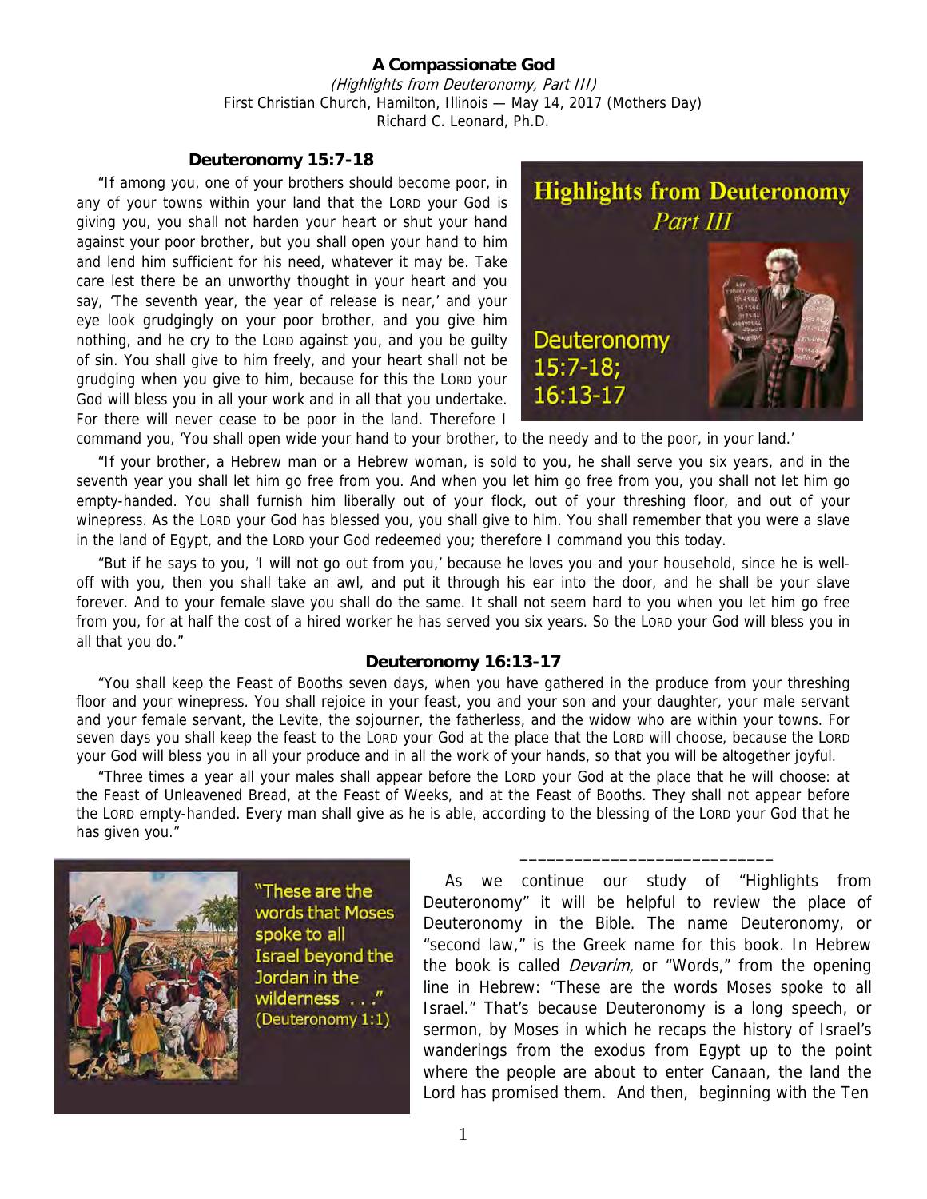# A Compassionate God

*(Highlights from Deuteronomy, Part III)*
First Christian Church, Hamilton, Illinois — May 14, 2017 (Mothers Day)
Richard C. Leonard, Ph.D.

### Deuteronomy 15:7-18

"If among you, one of your brothers should become poor, in any of your towns within your land that the LORD your God is giving you, you shall not harden your heart or shut your hand against your poor brother, but you shall open your hand to him and lend him sufficient for his need, whatever it may be. Take care lest there be an unworthy thought in your heart and you say, 'The seventh year, the year of release is near,' and your eye look grudgingly on your poor brother, and you give him nothing, and he cry to the LORD against you, and you be guilty of sin. You shall give to him freely, and your heart shall not be grudging when you give to him, because for this the LORD your God will bless you in all your work and in all that you undertake. For there will never cease to be poor in the land. Therefore I command you, 'You shall open wide your hand to your brother, to the needy and to the poor, in your land.'

"If your brother, a Hebrew man or a Hebrew woman, is sold to you, he shall serve you six years, and in the seventh year you shall let him go free from you. And when you let him go free from you, you shall not let him go empty-handed. You shall furnish him liberally out of your flock, out of your threshing floor, and out of your winepress. As the LORD your God has blessed you, you shall give to him. You shall remember that you were a slave in the land of Egypt, and the LORD your God redeemed you; therefore I command you this today.

"But if he says to you, 'I will not go out from you,' because he loves you and your household, since he is well-off with you, then you shall take an awl, and put it through his ear into the door, and he shall be your slave forever. And to your female slave you shall do the same. It shall not seem hard to you when you let him go free from you, for at half the cost of a hired worker he has served you six years. So the LORD your God will bless you in all that you do."

### Deuteronomy 16:13-17

"You shall keep the Feast of Booths seven days, when you have gathered in the produce from your threshing floor and your winepress. You shall rejoice in your feast, you and your son and your daughter, your male servant and your female servant, the Levite, the sojourner, the fatherless, and the widow who are within your towns. For seven days you shall keep the feast to the LORD your God at the place that the LORD will choose, because the LORD your God will bless you in all your produce and in all the work of your hands, so that you will be altogether joyful.

"Three times a year all your males shall appear before the LORD your God at the place that he will choose: at the Feast of Unleavened Bread, at the Feast of Weeks, and at the Feast of Booths. They shall not appear before the LORD empty-handed. Every man shall give as he is able, according to the blessing of the LORD your God that he has given you."

______________________________

As we continue our study of "Highlights from Deuteronomy" it will be helpful to review the place of Deuteronomy in the Bible. The name Deuteronomy, or "second law," is the Greek name for this book. In Hebrew the book is called *Devarim,* or "Words," from the opening line in Hebrew: "These are the words Moses spoke to all Israel." That's because Deuteronomy is a long speech, or sermon, by Moses in which he recaps the history of Israel's wanderings from the exodus from Egypt up to the point where the people are about to enter Canaan, the land the Lord has promised them. And then, beginning with the Ten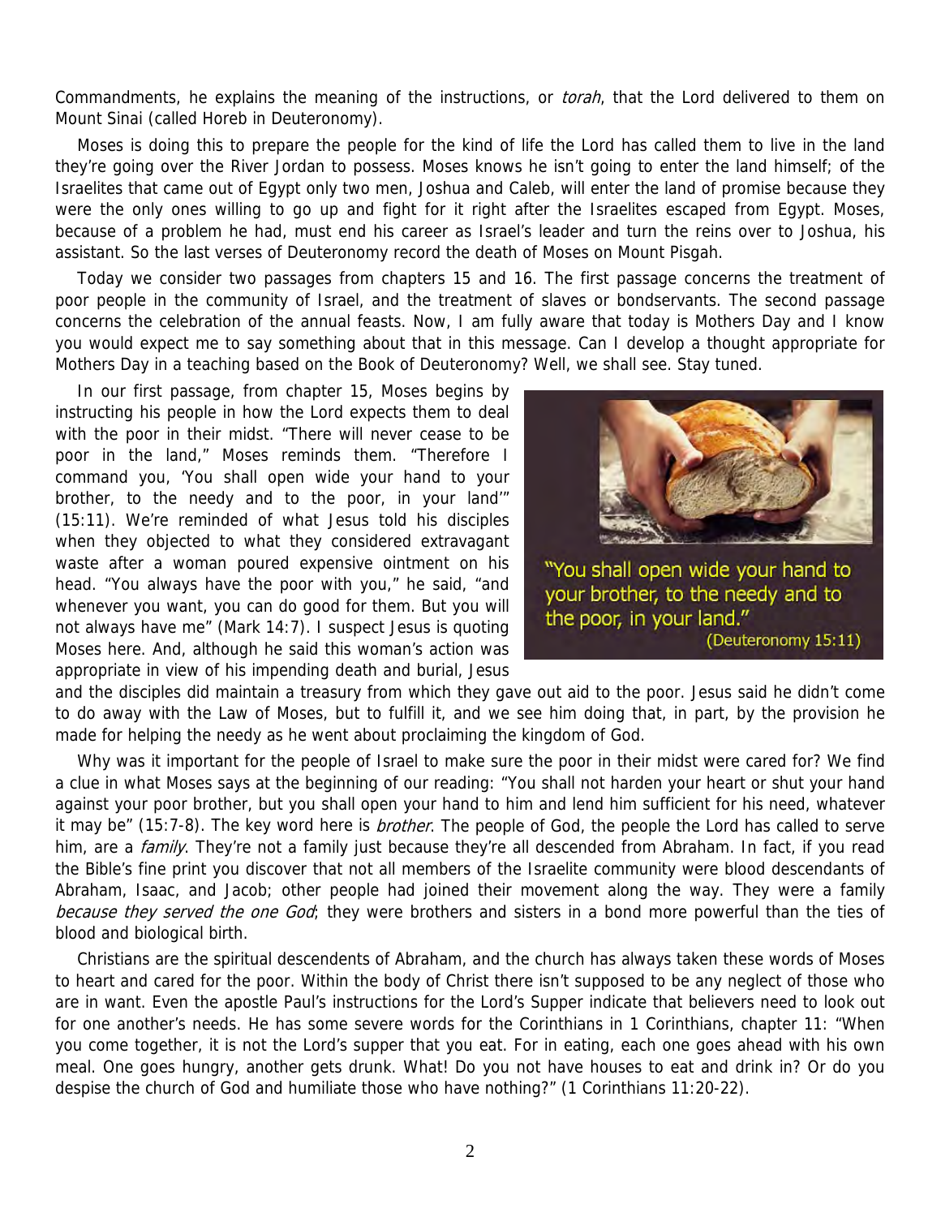Commandments, he explains the meaning of the instructions, or *torah*, that the Lord delivered to them on Mount Sinai (called Horeb in Deuteronomy).

Moses is doing this to prepare the people for the kind of life the Lord has called them to live in the land they're going over the River Jordan to possess. Moses knows he isn't going to enter the land himself; of the Israelites that came out of Egypt only two men, Joshua and Caleb, will enter the land of promise because they were the only ones willing to go up and fight for it right after the Israelites escaped from Egypt. Moses, because of a problem he had, must end his career as Israel's leader and turn the reins over to Joshua, his assistant. So the last verses of Deuteronomy record the death of Moses on Mount Pisgah.

Today we consider two passages from chapters 15 and 16. The first passage concerns the treatment of poor people in the community of Israel, and the treatment of slaves or bondservants. The second passage concerns the celebration of the annual feasts. Now, I am fully aware that today is Mothers Day and I know you would expect me to say something about that in this message. Can I develop a thought appropriate for Mothers Day in a teaching based on the Book of Deuteronomy? Well, we shall see. Stay tuned.

In our first passage, from chapter 15, Moses begins by instructing his people in how the Lord expects them to deal with the poor in their midst. "There will never cease to be poor in the land," Moses reminds them. "Therefore I command you, 'You shall open wide your hand to your brother, to the needy and to the poor, in your land'" (15:11). We're reminded of what Jesus told his disciples when they objected to what they considered extravagant waste after a woman poured expensive ointment on his head. "You always have the poor with you," he said, "and whenever you want, you can do good for them. But you will not always have me" (Mark 14:7). I suspect Jesus is quoting Moses here. And, although he said this woman's action was appropriate in view of his impending death and burial, Jesus and the disciples did maintain a treasury from which they gave out aid to the poor. Jesus said he didn't come to do away with the Law of Moses, but to fulfill it, and we see him doing that, in part, by the provision he made for helping the needy as he went about proclaiming the kingdom of God.

"You shall open wide your hand to your brother, to the needy and to the poor, in your land." (Deuteronomy 15:11)

Why was it important for the people of Israel to make sure the poor in their midst were cared for? We find a clue in what Moses says at the beginning of our reading: "You shall not harden your heart or shut your hand against your poor brother, but you shall open your hand to him and lend him sufficient for his need, whatever it may be" (15:7-8). The key word here is *brother*. The people of God, the people the Lord has called to serve him, are a *family*. They're not a family just because they're all descended from Abraham. In fact, if you read the Bible's fine print you discover that not all members of the Israelite community were blood descendants of Abraham, Isaac, and Jacob; other people had joined their movement along the way. They were a family *because they served the one God*; they were brothers and sisters in a bond more powerful than the ties of blood and biological birth.

Christians are the spiritual descendents of Abraham, and the church has always taken these words of Moses to heart and cared for the poor. Within the body of Christ there isn't supposed to be any neglect of those who are in want. Even the apostle Paul's instructions for the Lord's Supper indicate that believers need to look out for one another's needs. He has some severe words for the Corinthians in 1 Corinthians, chapter 11: "When you come together, it is not the Lord's supper that you eat. For in eating, each one goes ahead with his own meal. One goes hungry, another gets drunk. What! Do you not have houses to eat and drink in? Or do you despise the church of God and humiliate those who have nothing?" (1 Corinthians 11:20-22).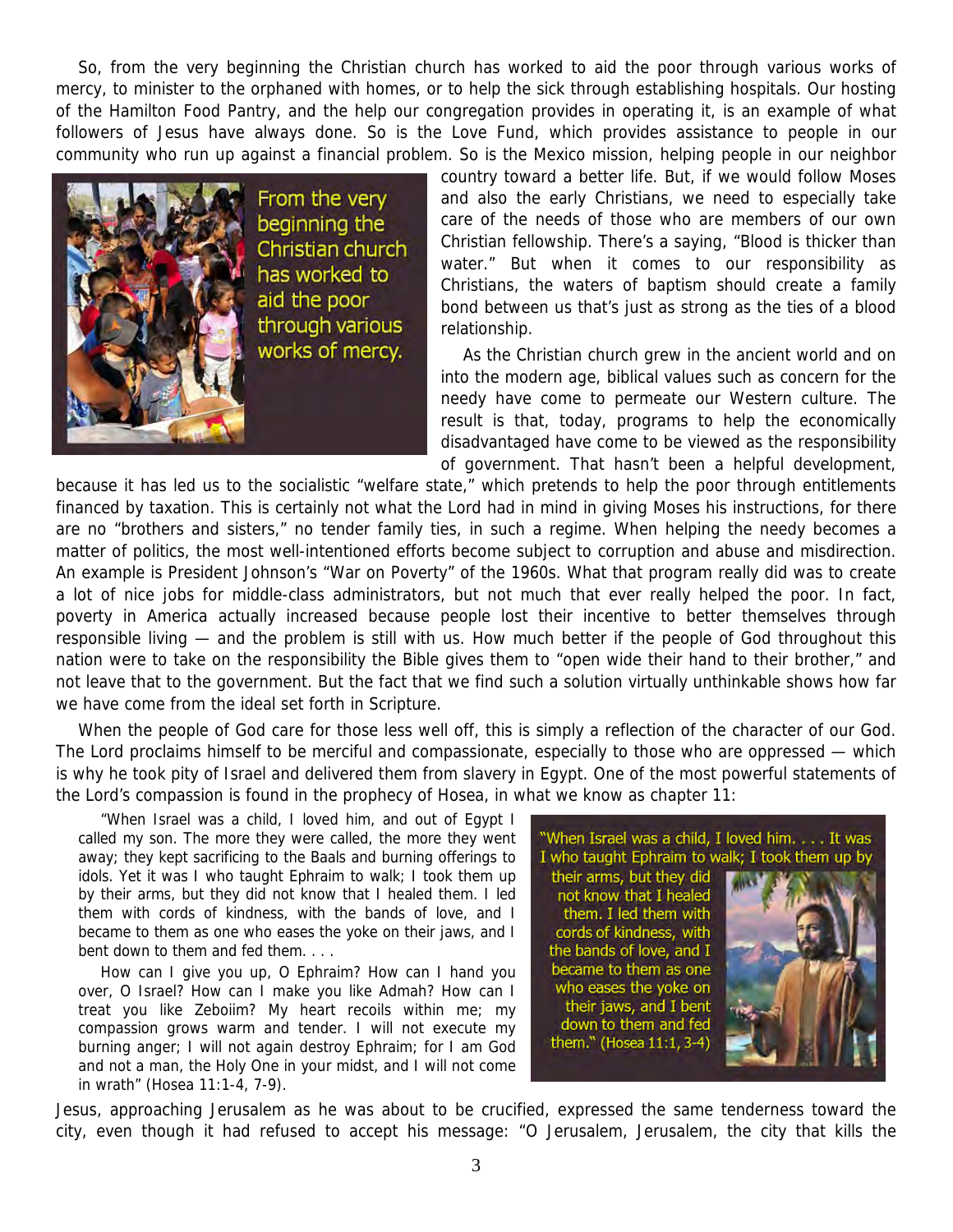So, from the very beginning the Christian church has worked to aid the poor through various works of mercy, to minister to the orphaned with homes, or to help the sick through establishing hospitals. Our hosting of the Hamilton Food Pantry, and the help our congregation provides in operating it, is an example of what followers of Jesus have always done. So is the Love Fund, which provides assistance to people in our community who run up against a financial problem. So is the Mexico mission, helping people in our neighbor country toward a better life. But, if we would follow Moses and also the early Christians, we need to especially take care of the needs of those who are members of our own Christian fellowship. There's a saying, "Blood is thicker than water." But when it comes to our responsibility as Christians, the waters of baptism should create a family bond between us that's just as strong as the ties of a blood relationship.

From the very beginning the Christian church has worked to aid the poor through various works of mercy.

As the Christian church grew in the ancient world and on into the modern age, biblical values such as concern for the needy have come to permeate our Western culture. The result is that, today, programs to help the economically disadvantaged have come to be viewed as the responsibility of government. That hasn't been a helpful development, because it has led us to the socialistic "welfare state," which pretends to help the poor through entitlements financed by taxation. This is certainly not what the Lord had in mind in giving Moses his instructions, for there are no "brothers and sisters," no tender family ties, in such a regime. When helping the needy becomes a matter of politics, the most well-intentioned efforts become subject to corruption and abuse and misdirection. An example is President Johnson's "War on Poverty" of the 1960s. What that program really did was to create a lot of nice jobs for middle-class administrators, but not much that ever really helped the poor. In fact, poverty in America actually increased because people lost their incentive to better themselves through responsible living — and the problem is still with us. How much better if the people of God throughout this nation were to take on the responsibility the Bible gives them to "open wide their hand to their brother," and not leave that to the government. But the fact that we find such a solution virtually unthinkable shows how far we have come from the ideal set forth in Scripture.

When the people of God care for those less well off, this is simply a reflection of the character of our God. The Lord proclaims himself to be merciful and compassionate, especially to those who are oppressed — which is why he took pity of Israel and delivered them from slavery in Egypt. One of the most powerful statements of the Lord's compassion is found in the prophecy of Hosea, in what we know as chapter 11:

> "When Israel was a child, I loved him, and out of Egypt I called my son. The more they were called, the more they went away; they kept sacrificing to the Baals and burning offerings to idols. Yet it was I who taught Ephraim to walk; I took them up by their arms, but they did not know that I healed them. I led them with cords of kindness, with the bands of love, and I became to them as one who eases the yoke on their jaws, and I bent down to them and fed them. . . .
>
> How can I give you up, O Ephraim? How can I hand you over, O Israel? How can I make you like Admah? How can I treat you like Zeboiim? My heart recoils within me; my compassion grows warm and tender. I will not execute my burning anger; I will not again destroy Ephraim; for I am God and not a man, the Holy One in your midst, and I will not come in wrath" (Hosea 11:1-4, 7-9).

"When Israel was a child, I loved him. . . . It was I who taught Ephraim to walk; I took them up by their arms, but they did not know that I healed them. I led them with cords of kindness, with the bands of love, and I became to them as one who eases the yoke on their jaws, and I bent down to them and fed them." (Hosea 11:1, 3-4)

Jesus, approaching Jerusalem as he was about to be crucified, expressed the same tenderness toward the city, even though it had refused to accept his message: "O Jerusalem, Jerusalem, the city that kills the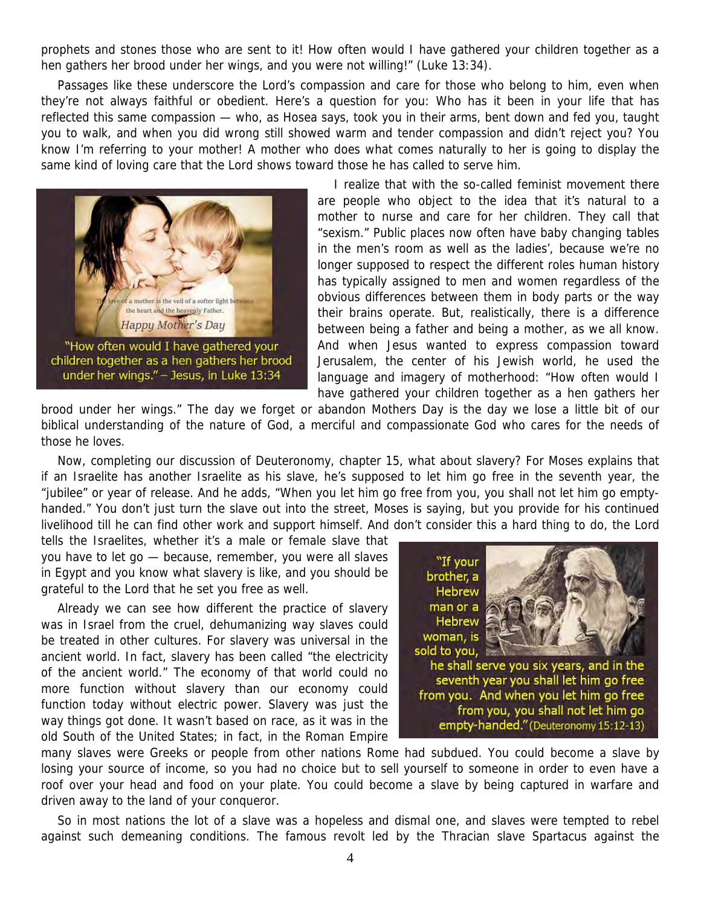prophets and stones those who are sent to it! How often would I have gathered your children together as a hen gathers her brood under her wings, and you were not willing!" (Luke 13:34).

Passages like these underscore the Lord's compassion and care for those who belong to him, even when they're not always faithful or obedient. Here's a question for you: Who has it been in your life that has reflected this same compassion — who, as Hosea says, took you in their arms, bent down and fed you, taught you to walk, and when you did wrong still showed warm and tender compassion and didn't reject you? You know I'm referring to your mother! A mother who does what comes naturally to her is going to display the same kind of loving care that the Lord shows toward those he has called to serve him.

"How often would I have gathered your children together as a hen gathers her brood under her wings." – Jesus, in Luke 13:34

I realize that with the so-called feminist movement there are people who object to the idea that it's natural to a mother to nurse and care for her children. They call that "sexism." Public places now often have baby changing tables in the men's room as well as the ladies', because we're no longer supposed to respect the different roles human history has typically assigned to men and women regardless of the obvious differences between them in body parts or the way their brains operate. But, realistically, there is a difference between being a father and being a mother, as we all know. And when Jesus wanted to express compassion toward Jerusalem, the center of his Jewish world, he used the language and imagery of motherhood: "How often would I have gathered your children together as a hen gathers her brood under her wings." The day we forget or abandon Mothers Day is the day we lose a little bit of our biblical understanding of the nature of God, a merciful and compassionate God who cares for the needs of those he loves.

Now, completing our discussion of Deuteronomy, chapter 15, what about slavery? For Moses explains that if an Israelite has another Israelite as his slave, he's supposed to let him go free in the seventh year, the "jubilee" or year of release. And he adds, "When you let him go free from you, you shall not let him go empty-handed." You don't just turn the slave out into the street, Moses is saying, but you provide for his continued livelihood till he can find other work and support himself. And don't consider this a hard thing to do, the Lord tells the Israelites, whether it's a male or female slave that you have to let go — because, remember, you were all slaves in Egypt and you know what slavery is like, and you should be grateful to the Lord that he set you free as well.

"If your brother, a Hebrew man or a Hebrew woman, is sold to you, he shall serve you six years, and in the seventh year you shall let him go free from you. And when you let him go free from you, you shall not let him go empty-handed." (Deuteronomy 15:12-13)

Already we can see how different the practice of slavery was in Israel from the cruel, dehumanizing way slaves could be treated in other cultures. For slavery was universal in the ancient world. In fact, slavery has been called "the electricity of the ancient world." The economy of that world could no more function without slavery than our economy could function today without electric power. Slavery was just the way things got done. It wasn't based on race, as it was in the old South of the United States; in fact, in the Roman Empire many slaves were Greeks or people from other nations Rome had subdued. You could become a slave by losing your source of income, so you had no choice but to sell yourself to someone in order to even have a roof over your head and food on your plate. You could become a slave by being captured in warfare and driven away to the land of your conqueror.

So in most nations the lot of a slave was a hopeless and dismal one, and slaves were tempted to rebel against such demeaning conditions. The famous revolt led by the Thracian slave Spartacus against the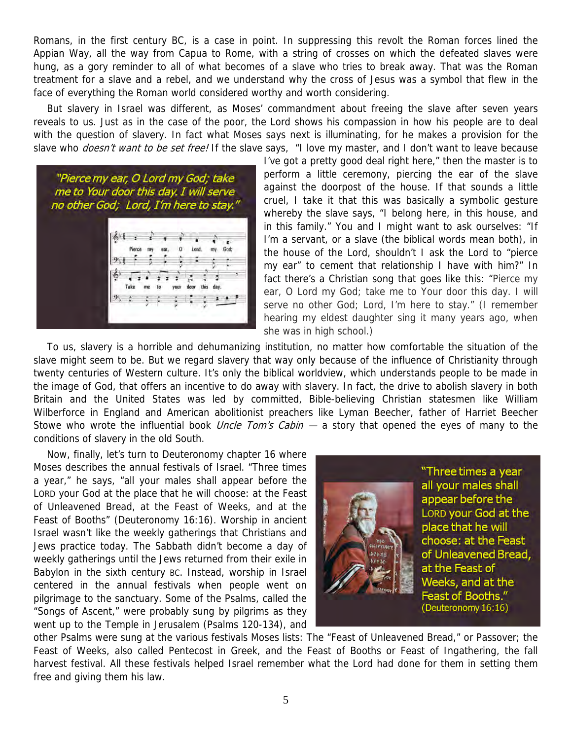Romans, in the first century BC, is a case in point. In suppressing this revolt the Roman forces lined the Appian Way, all the way from Capua to Rome, with a string of crosses on which the defeated slaves were hung, as a gory reminder to all of what becomes of a slave who tries to break away. That was the Roman treatment for a slave and a rebel, and we understand why the cross of Jesus was a symbol that flew in the face of everything the Roman world considered worthy and worth considering.

But slavery in Israel was different, as Moses' commandment about freeing the slave after seven years reveals to us. Just as in the case of the poor, the Lord shows his compassion in how his people are to deal with the question of slavery. In fact what Moses says next is illuminating, for he makes a provision for the slave who *doesn't want to be set free!* If the slave says, "I love my master, and I don't want to leave because I've got a pretty good deal right here," then the master is to perform a little ceremony, piercing the ear of the slave against the doorpost of the house. If that sounds a little cruel, I take it that this was basically a symbolic gesture whereby the slave says, "I belong here, in this house, and in this family." You and I might want to ask ourselves: "If I'm a servant, or a slave (the biblical words mean both), in the house of the Lord, shouldn't I ask the Lord to "pierce my ear" to cement that relationship I have with him?" In fact there's a Christian song that goes like this: "Pierce my ear, O Lord my God; take me to Your door this day. I will serve no other God; Lord, I'm here to stay." (I remember hearing my eldest daughter sing it many years ago, when she was in high school.)

"Pierce my ear, O Lord my God; take me to Your door this day. I will serve no other God; Lord, I'm here to stay."

To us, slavery is a horrible and dehumanizing institution, no matter how comfortable the situation of the slave might seem to be. But we regard slavery that way only because of the influence of Christianity through twenty centuries of Western culture. It's only the biblical worldview, which understands people to be made in the image of God, that offers an incentive to do away with slavery. In fact, the drive to abolish slavery in both Britain and the United States was led by committed, Bible-believing Christian statesmen like William Wilberforce in England and American abolitionist preachers like Lyman Beecher, father of Harriet Beecher Stowe who wrote the influential book *Uncle Tom's Cabin* — a story that opened the eyes of many to the conditions of slavery in the old South.

Now, finally, let's turn to Deuteronomy chapter 16 where Moses describes the annual festivals of Israel. "Three times a year," he says, "all your males shall appear before the LORD your God at the place that he will choose: at the Feast of Unleavened Bread, at the Feast of Weeks, and at the Feast of Booths" (Deuteronomy 16:16). Worship in ancient Israel wasn't like the weekly gatherings that Christians and Jews practice today. The Sabbath didn't become a day of weekly gatherings until the Jews returned from their exile in Babylon in the sixth century BC. Instead, worship in Israel centered in the annual festivals when people went on pilgrimage to the sanctuary. Some of the Psalms, called the "Songs of Ascent," were probably sung by pilgrims as they went up to the Temple in Jerusalem (Psalms 120-134), and other Psalms were sung at the various festivals Moses lists: The "Feast of Unleavened Bread," or Passover; the Feast of Weeks, also called Pentecost in Greek, and the Feast of Booths or Feast of Ingathering, the fall harvest festival. All these festivals helped Israel remember what the Lord had done for them in setting them free and giving them his law.

"Three times a year all your males shall appear before the LORD your God at the place that he will choose: at the Feast of Unleavened Bread, at the Feast of Weeks, and at the Feast of Booths." (Deuteronomy 16:16)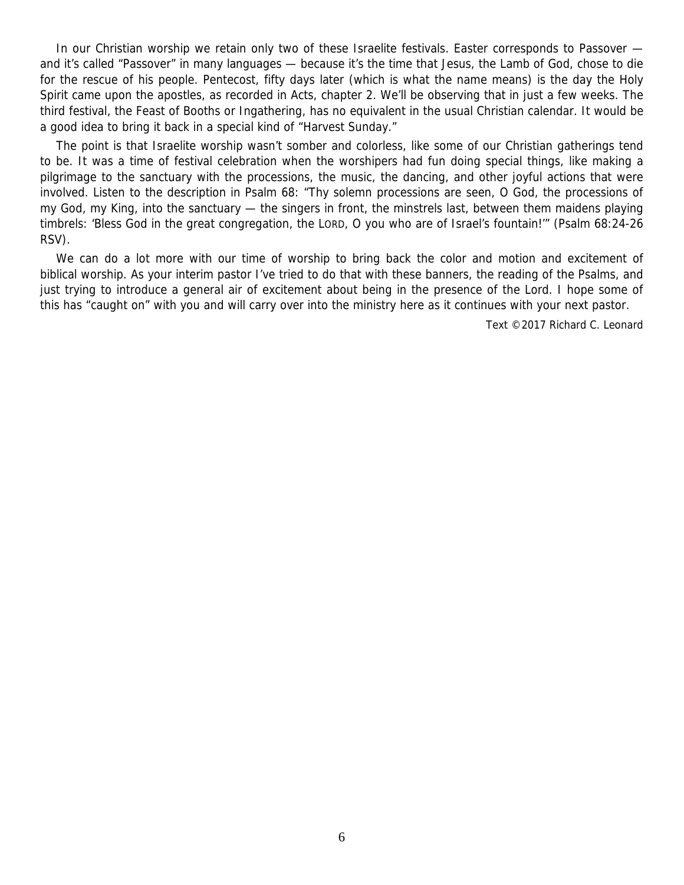In our Christian worship we retain only two of these Israelite festivals. Easter corresponds to Passover — and it's called "Passover" in many languages — because it's the time that Jesus, the Lamb of God, chose to die for the rescue of his people. Pentecost, fifty days later (which is what the name means) is the day the Holy Spirit came upon the apostles, as recorded in Acts, chapter 2. We'll be observing that in just a few weeks. The third festival, the Feast of Booths or Ingathering, has no equivalent in the usual Christian calendar. It would be a good idea to bring it back in a special kind of "Harvest Sunday."

The point is that Israelite worship wasn't somber and colorless, like some of our Christian gatherings tend to be. It was a time of festival celebration when the worshipers had fun doing special things, like making a pilgrimage to the sanctuary with the processions, the music, the dancing, and other joyful actions that were involved. Listen to the description in Psalm 68: "Thy solemn processions are seen, O God, the processions of my God, my King, into the sanctuary — the singers in front, the minstrels last, between them maidens playing timbrels: 'Bless God in the great congregation, the LORD, O you who are of Israel's fountain!'" (Psalm 68:24-26 RSV).

We can do a lot more with our time of worship to bring back the color and motion and excitement of biblical worship. As your interim pastor I've tried to do that with these banners, the reading of the Psalms, and just trying to introduce a general air of excitement about being in the presence of the Lord. I hope some of this has "caught on" with you and will carry over into the ministry here as it continues with your next pastor.

Text © 2017 Richard C. Leonard